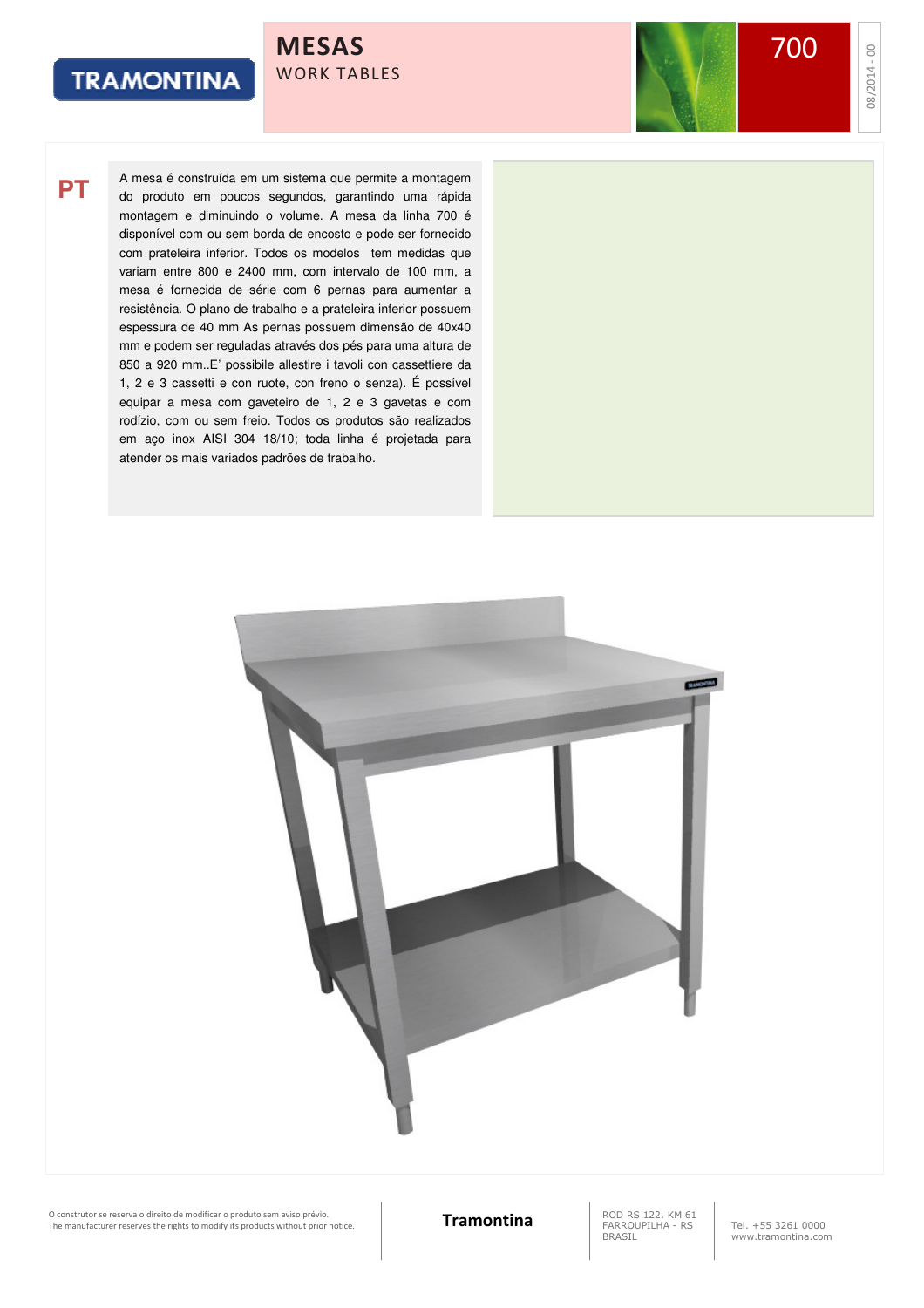# MESAS

WORK TABLES

700

**PT**

A mesa é construída em um sistema que permite a montagem do produto em poucos segundos, garantindo uma rápida montagem e diminuindo o volume. A mesa da linha 700 é disponível com ou sem borda de encosto e pode ser fornecido com prateleira inferior. Todos os modelos tem medidas que variam entre 800 e 2400 mm, com intervalo de 100 mm, a mesa é fornecida de série com 6 pernas para aumentar a resistência. O plano de trabalho e a prateleira inferior possuem espessura de 40 mm As pernas possuem dimensão de 40x40 mm e podem ser reguladas através dos pés para uma altura de 850 a 920 mm..E' possibile allestire i tavoli con cassettiere da 1, 2 e 3 cassetti e con ruote, con freno o senza). É possível equipar a mesa com gaveteiro de 1, 2 e 3 gavetas e com rodízio, com ou sem freio. Todos os produtos são realizados em aço inox AISI 304 18/10; toda linha é projetada para atender os mais variados padrões de trabalho.

O construtor se reserva o direito de modificar o produto sem aviso prévio.
The manufacturer reserves the rights to modify its products without prior notice.

**Tramontina**

ROD RS 122, KM 61
FARROUPILHA - RS
BRASIL

Tel. +55 3261 0000
www.tramontina.com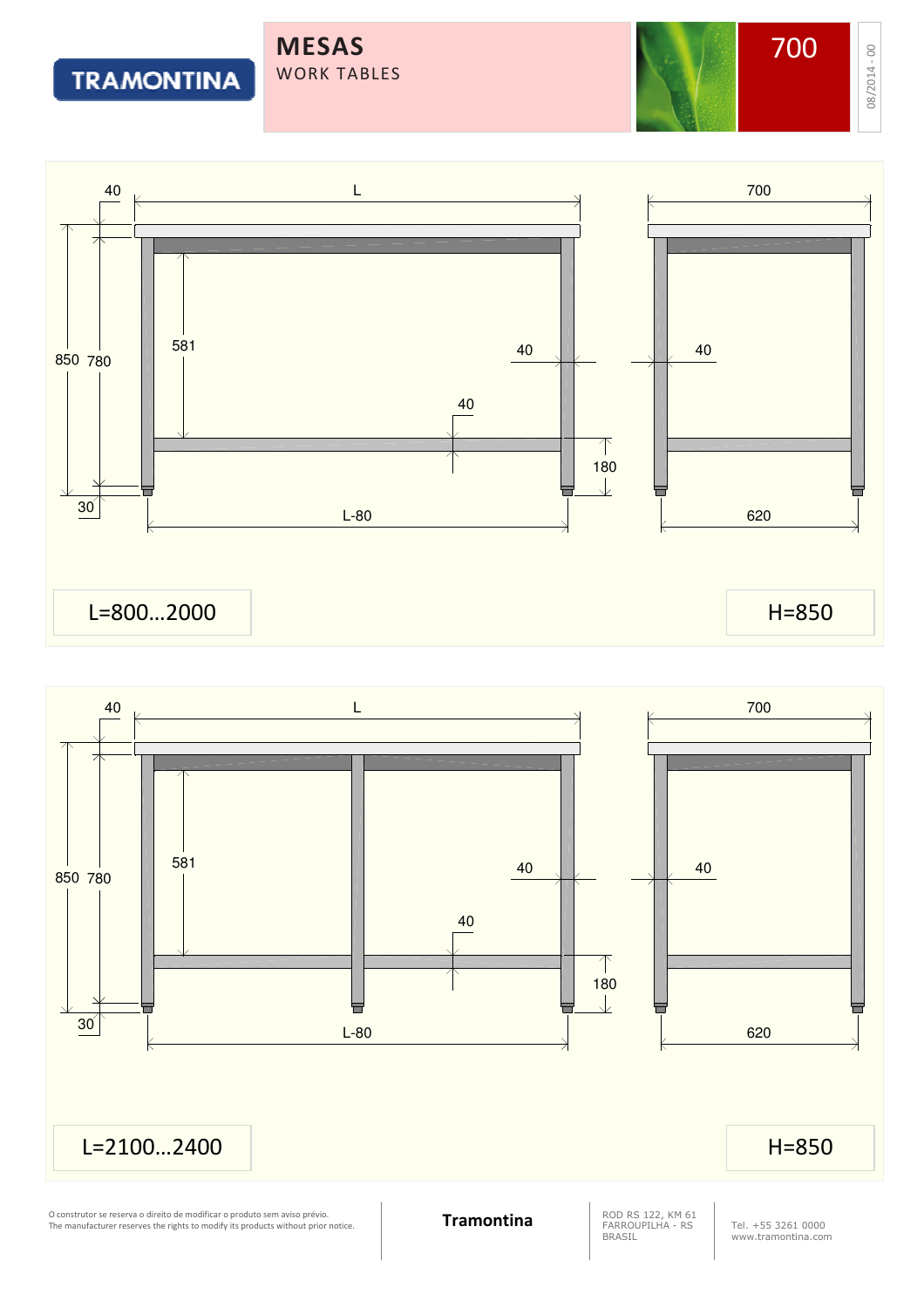TRAMONTINA

# MESAS

WORK TABLES

700

08/2014 - 00

40 L 700

850 780 581 40 40 40 180 30 L-80 620

L=800...2000

H=850

40 L 700

850 780 581 40 40 40 180 30 L-80 620

L=2100...2400

H=850

O construtor se reserva o direito de modificar o produto sem aviso prévio.
The manufacturer reserves the rights to modify its products without prior notice.

**Tramontina**

ROD RS 122, KM 61
FARROUPILHA - RS
BRASIL

Tel. +55 3261 0000
www.tramontina.com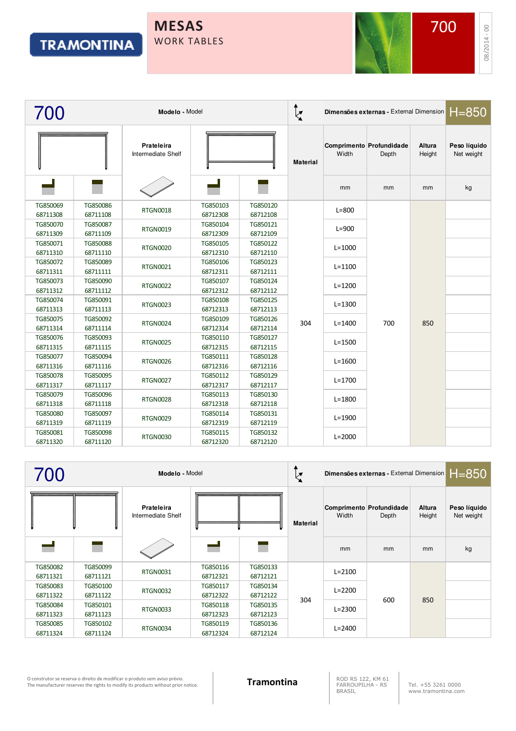# MESAS
## WORK TABLES

700

08/2014 - 00

| 700 | | Modelo - Model | | | Dimensões externas - External Dimension | | | H=850 | |
|---|---|---|---|---|---|---|---|---|---|
| | | Prateleira Intermediate Shelf | | | Material | Comprimento Width | Profundidade Depth | Altura Height | Peso líquido Net weight |
| | | | | | | mm | mm | mm | kg |
| TG850069 68711308 | TG850086 68711108 | RTGN0018 | TG850103 68712308 | TG850120 68712108 | 304 | L=800 | 700 | 850 | |
| TG850070 68711309 | TG850087 68711109 | RTGN0019 | TG850104 68712309 | TG850121 68712109 | 304 | L=900 | 700 | 850 | |
| TG850071 68711310 | TG850088 68711110 | RTGN0020 | TG850105 68712310 | TG850122 68712110 | 304 | L=1000 | 700 | 850 | |
| TG850072 68711311 | TG850089 68711111 | RTGN0021 | TG850106 68712311 | TG850123 68712111 | 304 | L=1100 | 700 | 850 | |
| TG850073 68711312 | TG850090 68711112 | RTGN0022 | TG850107 68712312 | TG850124 68712112 | 304 | L=1200 | 700 | 850 | |
| TG850074 68711313 | TG850091 68711113 | RTGN0023 | TG850108 68712313 | TG850125 68712113 | 304 | L=1300 | 700 | 850 | |
| TG850075 68711314 | TG850092 68711114 | RTGN0024 | TG850109 68712314 | TG850126 68712114 | 304 | L=1400 | 700 | 850 | |
| TG850076 68711315 | TG850093 68711115 | RTGN0025 | TG850110 68712315 | TG850127 68712115 | 304 | L=1500 | 700 | 850 | |
| TG850077 68711316 | TG850094 68711116 | RTGN0026 | TG850111 68712316 | TG850128 68712116 | 304 | L=1600 | 700 | 850 | |
| TG850078 68711317 | TG850095 68711117 | RTGN0027 | TG850112 68712317 | TG850129 68712117 | 304 | L=1700 | 700 | 850 | |
| TG850079 68711318 | TG850096 68711118 | RTGN0028 | TG850113 68712318 | TG850130 68712118 | 304 | L=1800 | 700 | 850 | |
| TG850080 68711319 | TG850097 68711119 | RTGN0029 | TG850114 68712319 | TG850131 68712119 | 304 | L=1900 | 700 | 850 | |
| TG850081 68711320 | TG850098 68711120 | RTGN0030 | TG850115 68712320 | TG850132 68712120 | 304 | L=2000 | 700 | 850 | |

| 700 | | Modelo - Model | | | Dimensões externas - External Dimension | | | H=850 | |
|---|---|---|---|---|---|---|---|---|---|
| | | Prateleira Intermediate Shelf | | | Material | Comprimento Width | Profundidade Depth | Altura Height | Peso líquido Net weight |
| | | | | | | mm | mm | mm | kg |
| TG850082 68711321 | TG850099 68711121 | RTGN0031 | TG850116 68712321 | TG850133 68712121 | 304 | L=2100 | 600 | 850 | |
| TG850083 68711322 | TG850100 68711122 | RTGN0032 | TG850117 68712322 | TG850134 68712122 | 304 | L=2200 | 600 | 850 | |
| TG850084 68711323 | TG850101 68711123 | RTGN0033 | TG850118 68712323 | TG850135 68712123 | 304 | L=2300 | 600 | 850 | |
| TG850085 68711324 | TG850102 68711124 | RTGN0034 | TG850119 68712324 | TG850136 68712124 | 304 | L=2400 | 600 | 850 | |

O construtor se reserva o direito de modificar o produto sem aviso prévio.
The manufacturer reserves the rights to modify its products without prior notice.

**Tramontina**

ROD RS 122, KM 61
FARROUPILHA - RS
BRASIL

Tel. +55 3261 0000
www.tramontina.com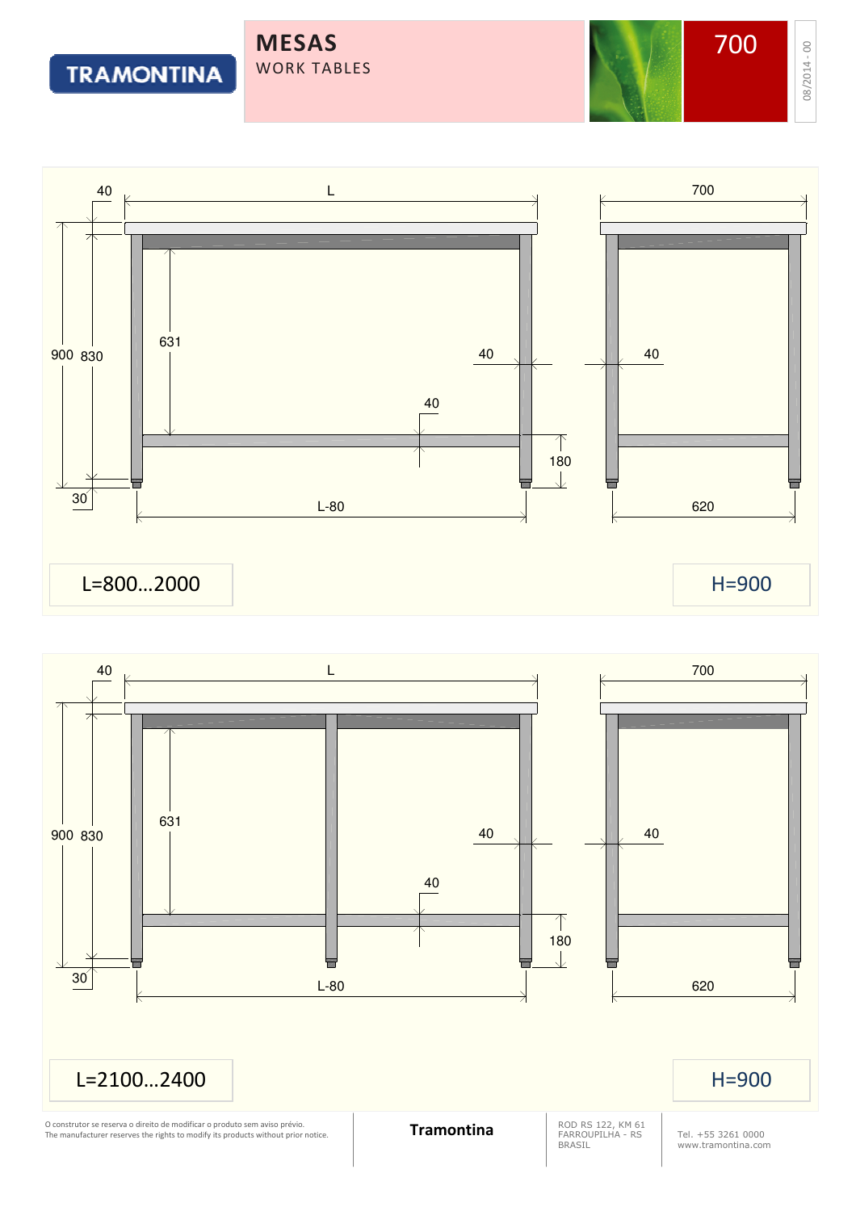# MESAS

WORK TABLES

700

40 L 700

900 830 631 40 40 40

180

30 L-80 620

L=800...2000

H=900

40 L 700

900 830 631 40 40 40

180

30 L-80 620

L=2100...2400

H=900

O construtor se reserva o direito de modificar o produto sem aviso prévio.
The manufacturer reserves the rights to modify its products without prior notice.

**Tramontina**

ROD RS 122, KM 61
FARROUPILHA - RS
BRASIL

Tel. +55 3261 0000
www.tramontina.com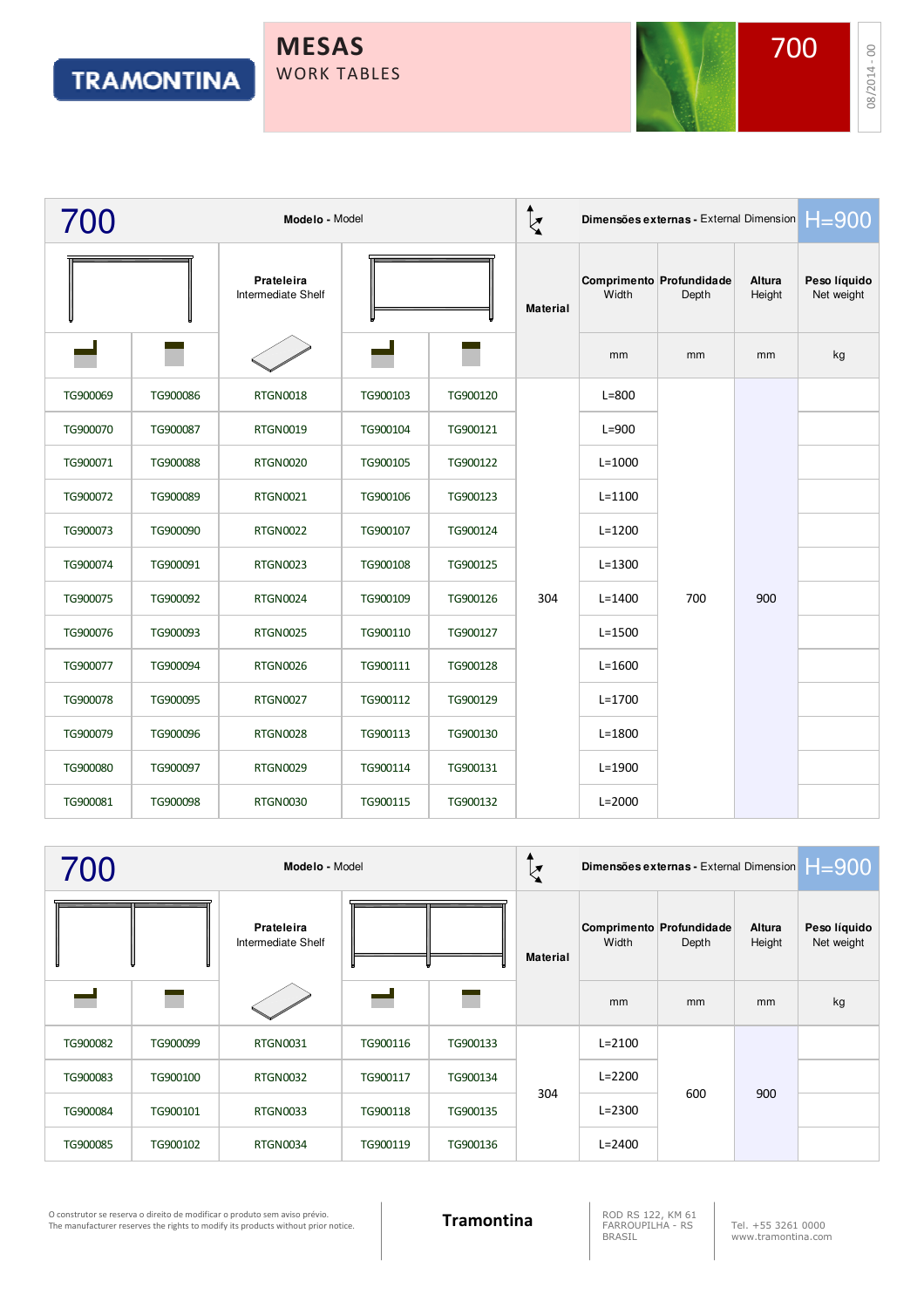TRAMONTINA

# MESAS

WORK TABLES

700

| 700 | | Modelo - Model | | | Dimensões externas - External Dimension | | | H=900 | |
|---|---|---|---|---|---|---|---|---|---|
| | | Prateleira Intermediate Shelf | | | Material | Comprimento Width | Profundidade Depth | Altura Height | Peso líquido Net weight |
| | | | | | | mm | mm | mm | kg |
| TG900069 | TG900086 | RTGN0018 | TG900103 | TG900120 | 304 | L=800 | 700 | 900 | |
| TG900070 | TG900087 | RTGN0019 | TG900104 | TG900121 | | L=900 | | | |
| TG900071 | TG900088 | RTGN0020 | TG900105 | TG900122 | | L=1000 | | | |
| TG900072 | TG900089 | RTGN0021 | TG900106 | TG900123 | | L=1100 | | | |
| TG900073 | TG900090 | RTGN0022 | TG900107 | TG900124 | | L=1200 | | | |
| TG900074 | TG900091 | RTGN0023 | TG900108 | TG900125 | | L=1300 | | | |
| TG900075 | TG900092 | RTGN0024 | TG900109 | TG900126 | | L=1400 | | | |
| TG900076 | TG900093 | RTGN0025 | TG900110 | TG900127 | | L=1500 | | | |
| TG900077 | TG900094 | RTGN0026 | TG900111 | TG900128 | | L=1600 | | | |
| TG900078 | TG900095 | RTGN0027 | TG900112 | TG900129 | | L=1700 | | | |
| TG900079 | TG900096 | RTGN0028 | TG900113 | TG900130 | | L=1800 | | | |
| TG900080 | TG900097 | RTGN0029 | TG900114 | TG900131 | | L=1900 | | | |
| TG900081 | TG900098 | RTGN0030 | TG900115 | TG900132 | | L=2000 | | | |

| 700 | | Modelo - Model | | | Dimensões externas - External Dimension | | | H=900 | |
|---|---|---|---|---|---|---|---|---|---|
| | | Prateleira Intermediate Shelf | | | Material | Comprimento Width | Profundidade Depth | Altura Height | Peso líquido Net weight |
| | | | | | | mm | mm | mm | kg |
| TG900082 | TG900099 | RTGN0031 | TG900116 | TG900133 | 304 | L=2100 | 600 | 900 | |
| TG900083 | TG900100 | RTGN0032 | TG900117 | TG900134 | | L=2200 | | | |
| TG900084 | TG900101 | RTGN0033 | TG900118 | TG900135 | | L=2300 | | | |
| TG900085 | TG900102 | RTGN0034 | TG900119 | TG900136 | | L=2400 | | | |

O construtor se reserva o direito de modificar o produto sem aviso prévio.
The manufacturer reserves the rights to modify its products without prior notice.

**Tramontina**

ROD RS 122, KM 61
FARROUPILHA - RS
BRASIL

Tel. +55 3261 0000
www.tramontina.com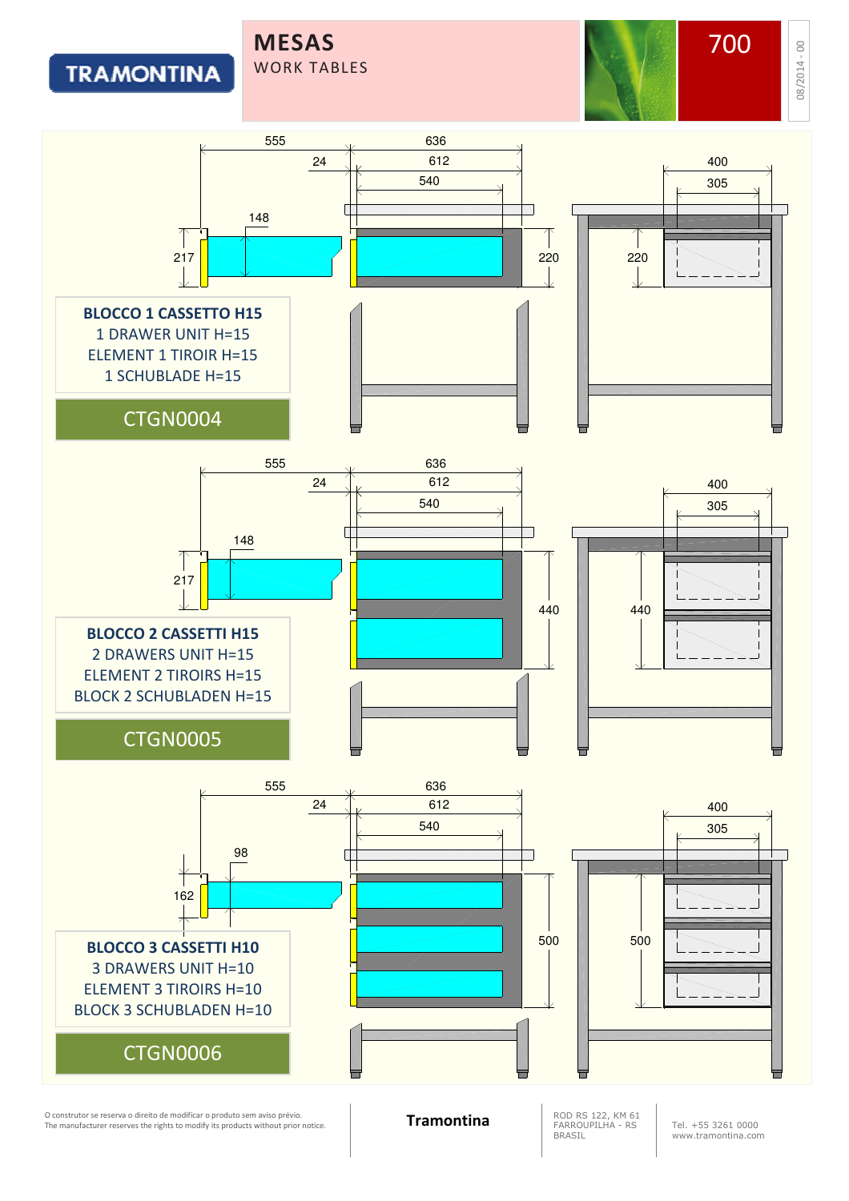# MESAS

WORK TABLES

700

08/2014 - 00

555

24

636

612

540

148

217

220

220

400

305

**BLOCCO 1 CASSETTO H15**
1 DRAWER UNIT H=15
ELEMENT 1 TIROIR H=15
1 SCHUBLADE H=15

CTGN0004

555

24

636

612

540

148

217

440

440

400

305

**BLOCCO 2 CASSETTI H15**
2 DRAWERS UNIT H=15
ELEMENT 2 TIROIRS H=15
BLOCK 2 SCHUBLADEN H=15

CTGN0005

555

24

636

612

540

98

162

500

500

400

305

**BLOCCO 3 CASSETTI H10**
3 DRAWERS UNIT H=10
ELEMENT 3 TIROIRS H=10
BLOCK 3 SCHUBLADEN H=10

CTGN0006

O construtor se reserva o direito de modificar o produto sem aviso prévio.
The manufacturer reserves the rights to modify its products without prior notice.

**Tramontina**

ROD RS 122, KM 61
FARROUPILHA - RS
BRASIL

Tel. +55 3261 0000
www.tramontina.com